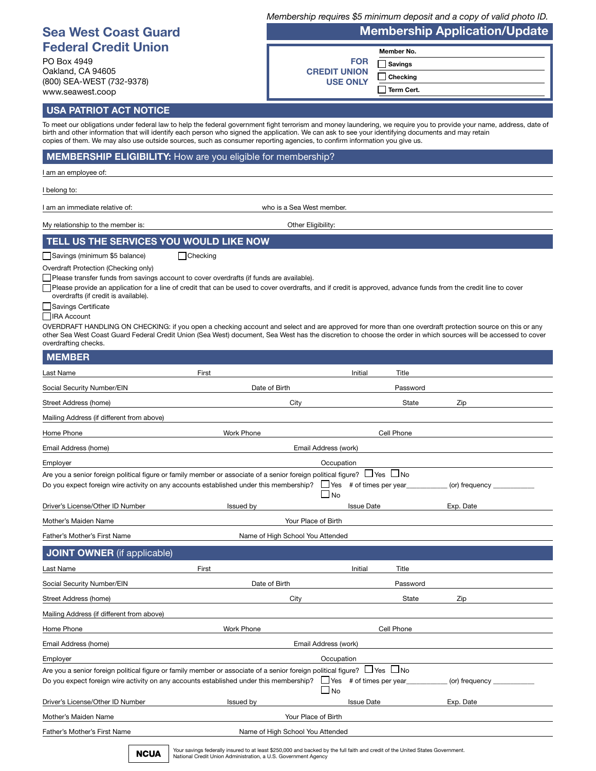*Membership requires $5 minimum deposit and a copy of valid photo ID.*

# Sea West Coast Guard Federal Credit Union

PO Box 4949
Oakland, CA 94605
(800) SEA-WEST (732-9378)
www.seawest.coop

## Membership Application/Update

**FOR CREDIT UNION USE ONLY**

Member No.
☐ Savings
☐ Checking
☐ Term Cert.

## USA PATRIOT ACT NOTICE

To meet our obligations under federal law to help the federal government fight terrorism and money laundering, we require you to provide your name, address, date of birth and other information that will identify each person who signed the application. We can ask to see your identifying documents and may retain copies of them. We may also use outside sources, such as consumer reporting agencies, to confirm information you give us.

## MEMBERSHIP ELIGIBILITY: How are you eligible for membership?

I am an employee of:

I belong to:

I am an immediate relative of: who is a Sea West member.

My relationship to the member is: Other Eligibility:

## TELL US THE SERVICES YOU WOULD LIKE NOW

☐ Savings (minimum $5 balance) ☐ Checking

Overdraft Protection (Checking only)

☐ Please transfer funds from savings account to cover overdrafts (if funds are available).

☐ Please provide an application for a line of credit that can be used to cover overdrafts, and if credit is approved, advance funds from the credit line to cover overdrafts (if credit is available).

☐ Savings Certificate

☐ IRA Account

OVERDRAFT HANDLING ON CHECKING: if you open a checking account and select and are approved for more than one overdraft protection source on this or any other Sea West Coast Guard Federal Credit Union (Sea West) document, Sea West has the discretion to choose the order in which sources will be accessed to cover overdrafting checks.

## MEMBER

Last Name First Initial Title

Social Security Number/EIN Date of Birth Password

Street Address (home) City State Zip

Mailing Address (if different from above)

Home Phone Work Phone Cell Phone

Email Address (home) Email Address (work)

Employer Occupation

Are you a senior foreign political figure or family member or associate of a senior foreign political figure? ☐ Yes ☐ No

Do you expect foreign wire activity on any accounts established under this membership? ☐ Yes # of times per year__________ (or) frequency __________
☐ No

Driver's License/Other ID Number Issued by Issue Date Exp. Date

Mother's Maiden Name Your Place of Birth

Father's Mother's First Name Name of High School You Attended

## JOINT OWNER (if applicable)

Last Name First Initial Title

Social Security Number/EIN Date of Birth Password

Street Address (home) City State Zip

Mailing Address (if different from above)

Home Phone Work Phone Cell Phone

Email Address (home) Email Address (work)

Employer Occupation

Are you a senior foreign political figure or family member or associate of a senior foreign political figure? ☐ Yes ☐ No

Do you expect foreign wire activity on any accounts established under this membership? ☐ Yes # of times per year__________ (or) frequency __________
☐ No

Driver's License/Other ID Number Issued by Issue Date Exp. Date

Mother's Maiden Name Your Place of Birth

Father's Mother's First Name Name of High School You Attended

**NCUA** Your savings federally insured to at least $250,000 and backed by the full faith and credit of the United States Government. National Credit Union Administration, a U.S. Government Agency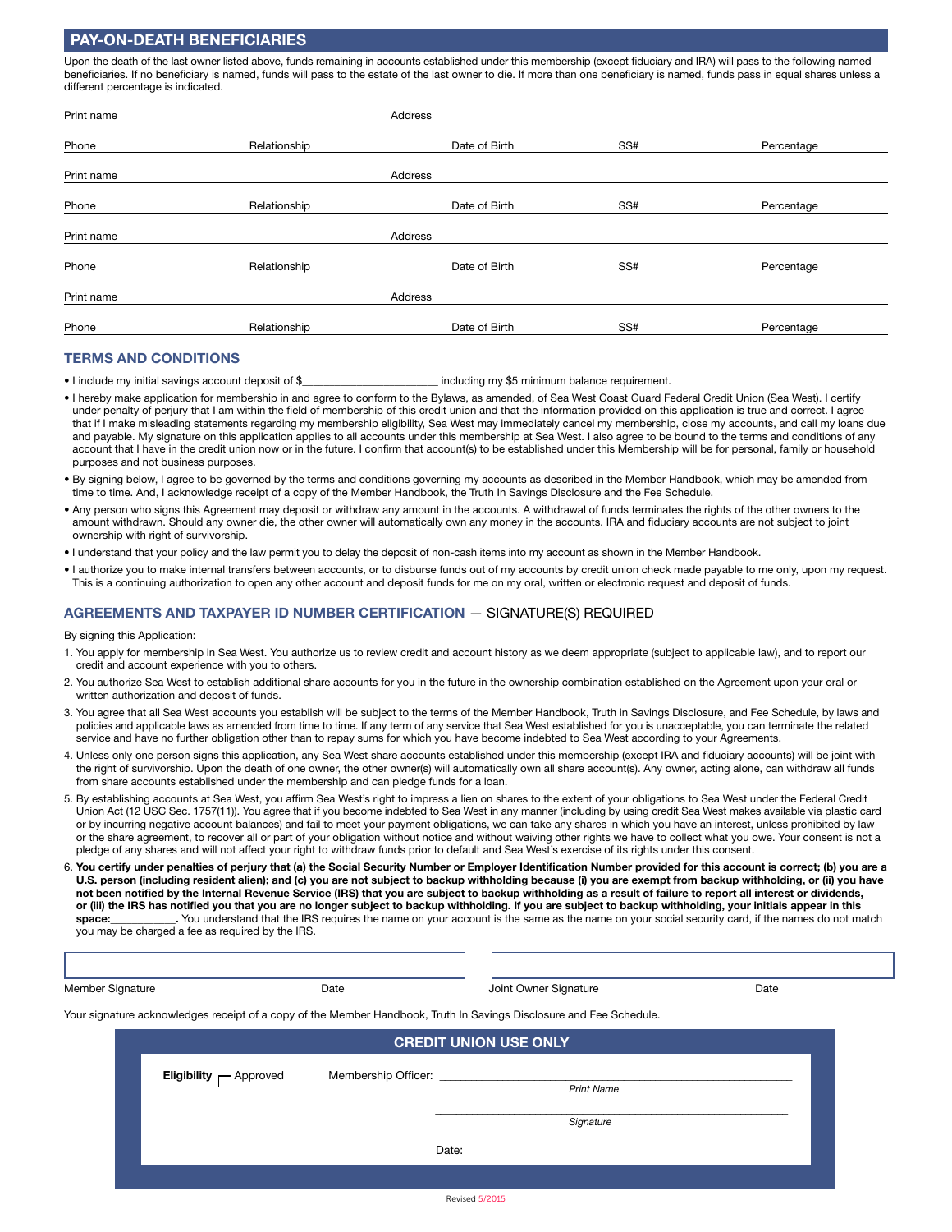## PAY-ON-DEATH BENEFICIARIES

Upon the death of the last owner listed above, funds remaining in accounts established under this membership (except fiduciary and IRA) will pass to the following named beneficiaries. If no beneficiary is named, funds will pass to the estate of the last owner to die. If more than one beneficiary is named, funds pass in equal shares unless a different percentage is indicated.

Print name _______________ Address _______________

Phone _______ Relationship _______ Date of Birth _______ SS# _______ Percentage _______

Print name _______________ Address _______________

Phone _______ Relationship _______ Date of Birth _______ SS# _______ Percentage _______

Print name _______________ Address _______________

Phone _______ Relationship _______ Date of Birth _______ SS# _______ Percentage _______

Print name _______________ Address _______________

Phone _______ Relationship _______ Date of Birth _______ SS# _______ Percentage _______

## TERMS AND CONDITIONS

- I include my initial savings account deposit of $_______________________ including my $5 minimum balance requirement.
- I hereby make application for membership in and agree to conform to the Bylaws, as amended, of Sea West Coast Guard Federal Credit Union (Sea West). I certify under penalty of perjury that I am within the field of membership of this credit union and that the information provided on this application is true and correct. I agree that if I make misleading statements regarding my membership eligibility, Sea West may immediately cancel my membership, close my accounts, and call my loans due and payable. My signature on this application applies to all accounts under this membership at Sea West. I also agree to be bound to the terms and conditions of any account that I have in the credit union now or in the future. I confirm that account(s) to be established under this Membership will be for personal, family or household purposes and not business purposes.
- By signing below, I agree to be governed by the terms and conditions governing my accounts as described in the Member Handbook, which may be amended from time to time. And, I acknowledge receipt of a copy of the Member Handbook, the Truth In Savings Disclosure and the Fee Schedule.
- Any person who signs this Agreement may deposit or withdraw any amount in the accounts. A withdrawal of funds terminates the rights of the other owners to the amount withdrawn. Should any owner die, the other owner will automatically own any money in the accounts. IRA and fiduciary accounts are not subject to joint ownership with right of survivorship.
- I understand that your policy and the law permit you to delay the deposit of non-cash items into my account as shown in the Member Handbook.
- I authorize you to make internal transfers between accounts, or to disburse funds out of my accounts by credit union check made payable to me only, upon my request. This is a continuing authorization to open any other account and deposit funds for me on my oral, written or electronic request and deposit of funds.

## AGREEMENTS AND TAXPAYER ID NUMBER CERTIFICATION — SIGNATURE(S) REQUIRED

By signing this Application:

1. You apply for membership in Sea West. You authorize us to review credit and account history as we deem appropriate (subject to applicable law), and to report our credit and account experience with you to others.
2. You authorize Sea West to establish additional share accounts for you in the future in the ownership combination established on the Agreement upon your oral or written authorization and deposit of funds.
3. You agree that all Sea West accounts you establish will be subject to the terms of the Member Handbook, Truth in Savings Disclosure, and Fee Schedule, by laws and policies and applicable laws as amended from time to time. If any term of any service that Sea West established for you is unacceptable, you can terminate the related service and have no further obligation other than to repay sums for which you have become indebted to Sea West according to your Agreements.
4. Unless only one person signs this application, any Sea West share accounts established under this membership (except IRA and fiduciary accounts) will be joint with the right of survivorship. Upon the death of one owner, the other owner(s) will automatically own all share account(s). Any owner, acting alone, can withdraw all funds from share accounts established under the membership and can pledge funds for a loan.
5. By establishing accounts at Sea West, you affirm Sea West's right to impress a lien on shares to the extent of your obligations to Sea West under the Federal Credit Union Act (12 USC Sec. 1757(11)). You agree that if you become indebted to Sea West in any manner (including by using credit Sea West makes available via plastic card or by incurring negative account balances) and fail to meet your payment obligations, we can take any shares in which you have an interest, unless prohibited by law or the share agreement, to recover all or part of your obligation without notice and without waiving other rights we have to collect what you owe. Your consent is not a pledge of any shares and will not affect your right to withdraw funds prior to default and Sea West's exercise of its rights under this consent.
6. **You certify under penalties of perjury that (a) the Social Security Number or Employer Identification Number provided for this account is correct; (b) you are a U.S. person (including resident alien); and (c) you are not subject to backup withholding because (i) you are exempt from backup withholding, or (ii) you have not been notified by the Internal Revenue Service (IRS) that you are subject to backup withholding as a result of failure to report all interest or dividends, or (iii) the IRS has notified you that you are no longer subject to backup withholding. If you are subject to backup withholding, your initials appear in this space:___________.** You understand that the IRS requires the name on your account is the same as the name on your social security card, if the names do not match you may be charged a fee as required by the IRS.

Member Signature _______________ Date _______ Joint Owner Signature _______________ Date _______

Your signature acknowledges receipt of a copy of the Member Handbook, Truth In Savings Disclosure and Fee Schedule.

### CREDIT UNION USE ONLY

**Eligibility** ☐ Approved

Membership Officer: _______________________________
*Print Name*

_______________________________
*Signature*

Date:

Revised 5/2015